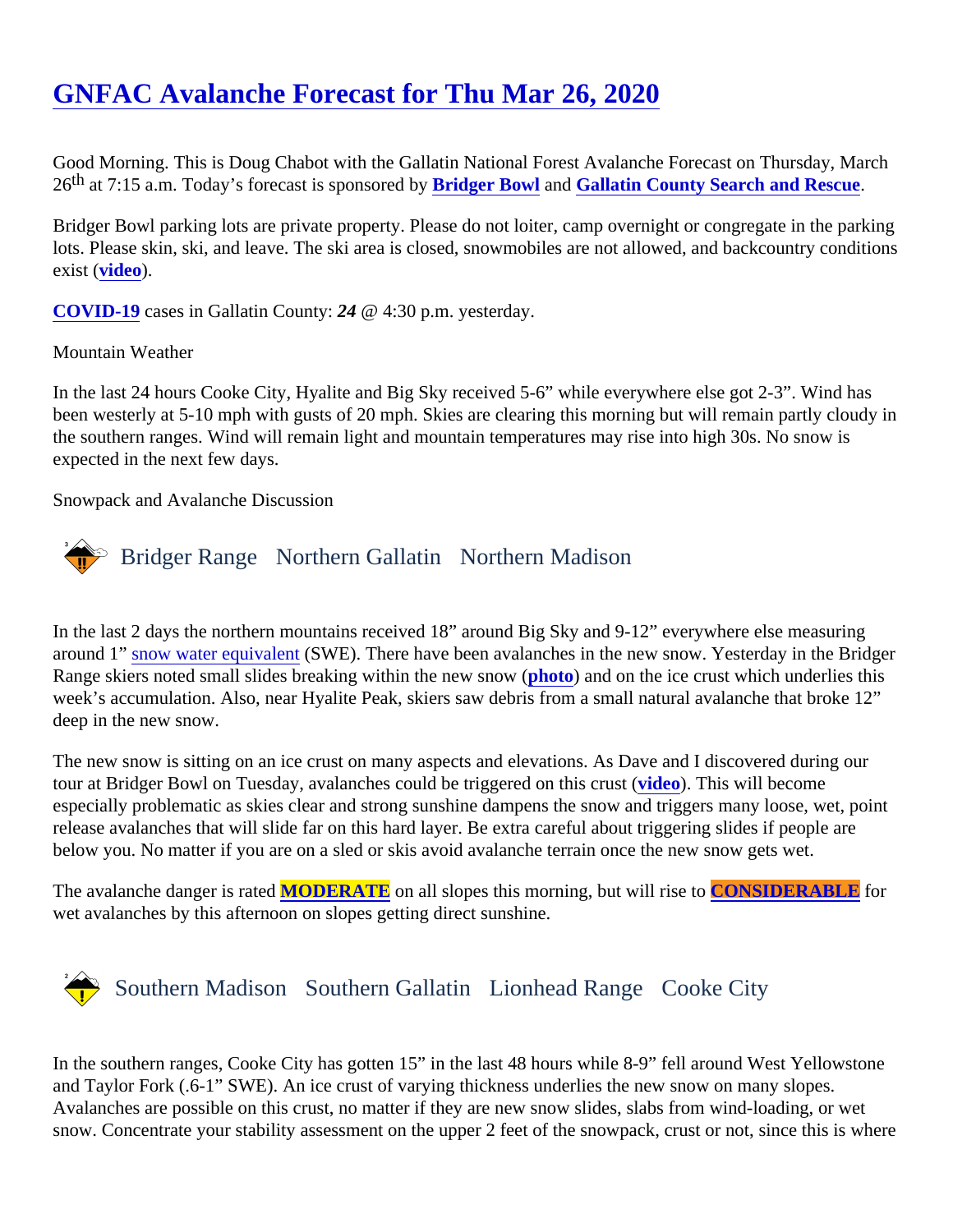# GNFAC Avalanche Forecast for Thu Mar 26, 2020

Good Morning. This is Doug Chabot with the Gallatin National Forest Avalanche Forecast on Thursday, March 26th at 7:15 a.m. Today's forecast is sponsored by **Bridger Bowl** and **Gallatin County Search and Rescue**.

Bridger Bowl parking lots are private property. Please do not loiter, camp overnight or congregate in the parking lots. Please skin, ski, and leave. The ski area is closed, snowmobiles are not allowed, and backcountry conditions exist (**video**).

**COVID-19** cases in Gallatin County: *24* @ 4:30 p.m. yesterday.

Mountain Weather

In the last 24 hours Cooke City, Hyalite and Big Sky received 5-6" while everywhere else got 2-3". Wind has been westerly at 5-10 mph with gusts of 20 mph. Skies are clearing this morning but will remain partly cloudy in the southern ranges. Wind will remain light and mountain temperatures may rise into high 30s. No snow is expected in the next few days.

Snowpack and Avalanche Discussion

## Bridger Range   Northern Gallatin   Northern Madison

In the last 2 days the northern mountains received 18" around Big Sky and 9-12" everywhere else measuring around 1" snow water equivalent (SWE). There have been avalanches in the new snow. Yesterday in the Bridger Range skiers noted small slides breaking within the new snow (**photo**) and on the ice crust which underlies this week's accumulation. Also, near Hyalite Peak, skiers saw debris from a small natural avalanche that broke 12" deep in the new snow.

The new snow is sitting on an ice crust on many aspects and elevations. As Dave and I discovered during our tour at Bridger Bowl on Tuesday, avalanches could be triggered on this crust (**video**). This will become especially problematic as skies clear and strong sunshine dampens the snow and triggers many loose, wet, point release avalanches that will slide far on this hard layer. Be extra careful about triggering slides if people are below you. No matter if you are on a sled or skis avoid avalanche terrain once the new snow gets wet.

The avalanche danger is rated **MODERATE** on all slopes this morning, but will rise to **CONSIDERABLE** for wet avalanches by this afternoon on slopes getting direct sunshine.

## Southern Madison   Southern Gallatin   Lionhead Range   Cooke City

In the southern ranges, Cooke City has gotten 15" in the last 48 hours while 8-9" fell around West Yellowstone and Taylor Fork (.6-1" SWE). An ice crust of varying thickness underlies the new snow on many slopes. Avalanches are possible on this crust, no matter if they are new snow slides, slabs from wind-loading, or wet snow. Concentrate your stability assessment on the upper 2 feet of the snowpack, crust or not, since this is where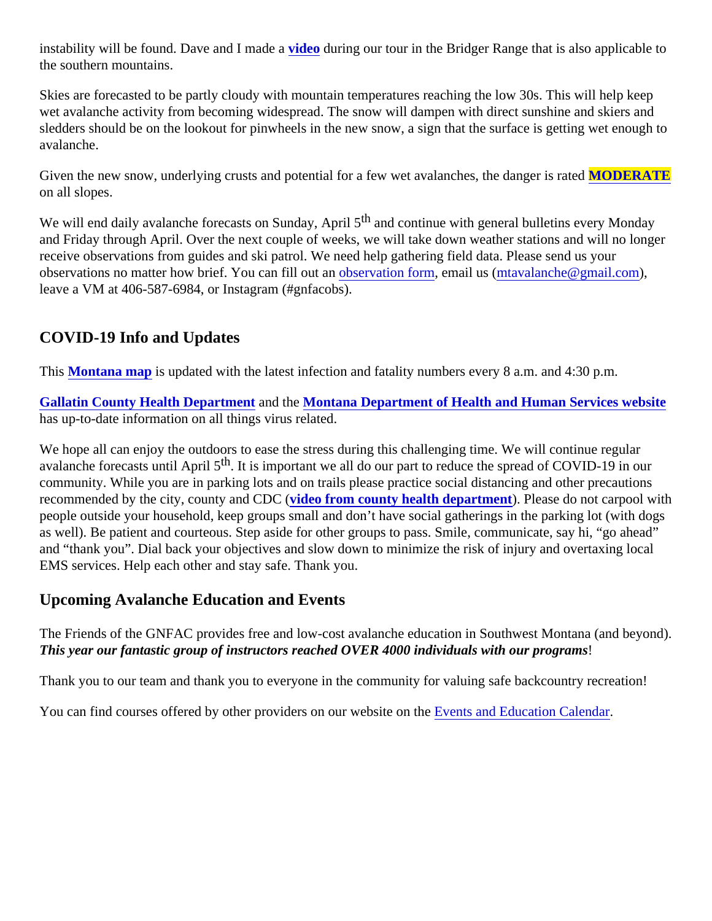instability will be found. Dave and I made a [video](#) during our tour in the Bridger Range that is also applicable to the southern mountains.

Skies are forecasted to be partly cloudy with mountain temperatures reaching the low 30s. This will help keep wet avalanche activity from becoming widespread. The snow will dampen with direct sunshine and skiers and sledders should be on the lookout for pinwheels in the new snow, a sign that the surface is getting wet enough to avalanche.

Given the new snow, underlying crusts and potential for a few wet avalanches, the danger is rated **MODERATE** on all slopes.

We will end daily avalanche forecasts on Sunday, April 5th and continue with general bulletins every Monday and Friday through April. Over the next couple of weeks, we will take down weather stations and will no longer receive observations from guides and ski patrol. We need help gathering field data. Please send us your observations no matter how brief. You can fill out an observation form, email us (mtavalanche@gmail.com), leave a VM at 406-587-6984, or Instagram (#gnfacobs).

## COVID-19 Info and Updates

This **Montana map** is updated with the latest infection and fatality numbers every 8 a.m. and 4:30 p.m.

**Gallatin County Health Department** and the **Montana Department of Health and Human Services website** has up-to-date information on all things virus related.

We hope all can enjoy the outdoors to ease the stress during this challenging time. We will continue regular avalanche forecasts until April 5th. It is important we all do our part to reduce the spread of COVID-19 in our community. While you are in parking lots and on trails please practice social distancing and other precautions recommended by the city, county and CDC (**video from county health department**). Please do not carpool with people outside your household, keep groups small and don't have social gatherings in the parking lot (with dogs as well). Be patient and courteous. Step aside for other groups to pass. Smile, communicate, say hi, "go ahead" and "thank you". Dial back your objectives and slow down to minimize the risk of injury and overtaxing local EMS services. Help each other and stay safe. Thank you.

## Upcoming Avalanche Education and Events

The Friends of the GNFAC provides free and low-cost avalanche education in Southwest Montana (and beyond). ***This year our fantastic group of instructors reached OVER 4000 individuals with our programs***!

Thank you to our team and thank you to everyone in the community for valuing safe backcountry recreation!

You can find courses offered by other providers on our website on the Events and Education Calendar.